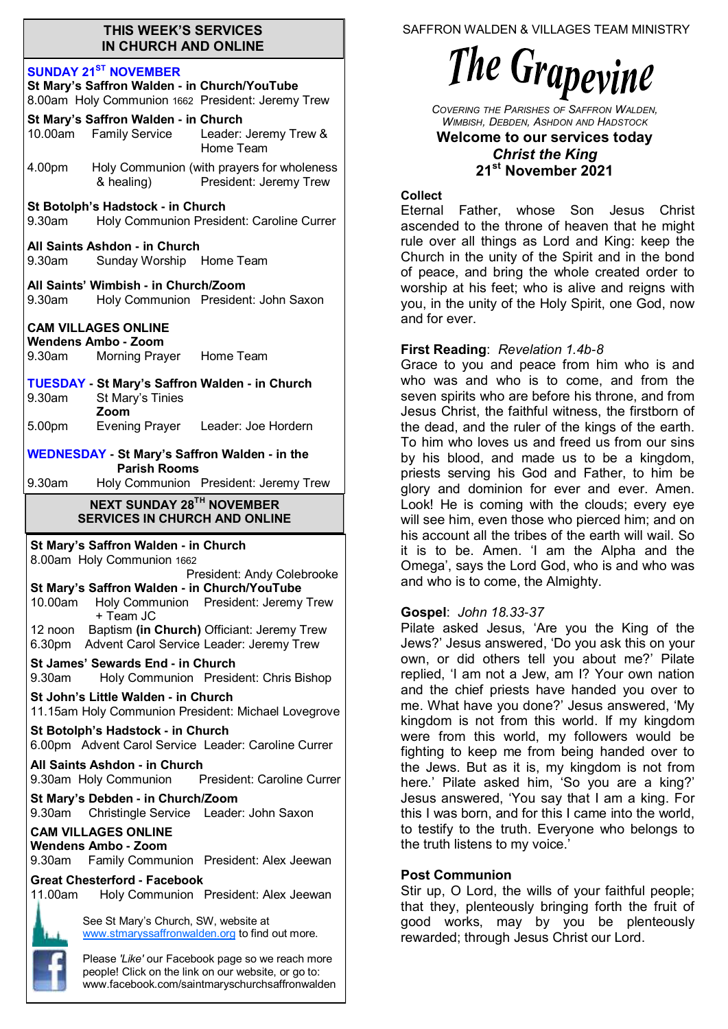## THIS WEEK'S SERVICES IN CHURCH AND ONLINE

**SUNDAY 21ST NOVEMBER**

**St Mary's Saffron Walden - in Church/YouTube**
8.00am Holy Communion 1662 President: Jeremy Trew

**St Mary's Saffron Walden - in Church**
10.00am Family Service Leader: Jeremy Trew & Home Team

4.00pm Holy Communion (with prayers for wholeness & healing) President: Jeremy Trew

**St Botolph's Hadstock - in Church**
9.30am Holy Communion President: Caroline Currer

**All Saints Ashdon - in Church**
9.30am Sunday Worship Home Team

**All Saints' Wimbish - in Church/Zoom**
9.30am Holy Communion President: John Saxon

**CAM VILLAGES ONLINE**
**Wendens Ambo - Zoom**
9.30am Morning Prayer Home Team

**TUESDAY - St Mary's Saffron Walden - in Church**
9.30am St Mary's Tinies
**Zoom**
5.00pm Evening Prayer Leader: Joe Hordern

**WEDNESDAY - St Mary's Saffron Walden - in the Parish Rooms**
9.30am Holy Communion President: Jeremy Trew

## NEXT SUNDAY 28TH NOVEMBER SERVICES IN CHURCH AND ONLINE

**St Mary's Saffron Walden - in Church**
8.00am Holy Communion 1662 President: Andy Colebrooke

**St Mary's Saffron Walden - in Church/YouTube**
10.00am Holy Communion President: Jeremy Trew + Team JC
12 noon Baptism **(in Church)** Officiant: Jeremy Trew
6.30pm Advent Carol Service Leader: Jeremy Trew

**St James' Sewards End - in Church**
9.30am Holy Communion President: Chris Bishop

**St John's Little Walden - in Church**
11.15am Holy Communion President: Michael Lovegrove

**St Botolph's Hadstock - in Church**
6.00pm Advent Carol Service Leader: Caroline Currer

**All Saints Ashdon - in Church**
9.30am Holy Communion President: Caroline Currer

**St Mary's Debden - in Church/Zoom**
9.30am Christingle Service Leader: John Saxon

**CAM VILLAGES ONLINE**
**Wendens Ambo - Zoom**
9.30am Family Communion President: Alex Jeewan

**Great Chesterford - Facebook**
11.00am Holy Communion President: Alex Jeewan

See St Mary's Church, SW, website at www.stmaryssaffronwalden.org to find out more.

Please *'Like'* our Facebook page so we reach more people! Click on the link on our website, or go to: www.facebook.com/saintmaryschurchsaffronwalden

SAFFRON WALDEN & VILLAGES TEAM MINISTRY

# The Grapevine

*Covering the Parishes of Saffron Walden, Wimbish, Debden, Ashdon and Hadstock*

**Welcome to our services today**
***Christ the King***
**21st November 2021**

**Collect**
Eternal Father, whose Son Jesus Christ ascended to the throne of heaven that he might rule over all things as Lord and King: keep the Church in the unity of the Spirit and in the bond of peace, and bring the whole created order to worship at his feet; who is alive and reigns with you, in the unity of the Holy Spirit, one God, now and for ever.

**First Reading**: *Revelation 1.4b-8*
Grace to you and peace from him who is and who was and who is to come, and from the seven spirits who are before his throne, and from Jesus Christ, the faithful witness, the firstborn of the dead, and the ruler of the kings of the earth. To him who loves us and freed us from our sins by his blood, and made us to be a kingdom, priests serving his God and Father, to him be glory and dominion for ever and ever. Amen. Look! He is coming with the clouds; every eye will see him, even those who pierced him; and on his account all the tribes of the earth will wail. So it is to be. Amen. 'I am the Alpha and the Omega', says the Lord God, who is and who was and who is to come, the Almighty.

**Gospel**: *John 18.33-37*
Pilate asked Jesus, 'Are you the King of the Jews?' Jesus answered, 'Do you ask this on your own, or did others tell you about me?' Pilate replied, 'I am not a Jew, am I? Your own nation and the chief priests have handed you over to me. What have you done?' Jesus answered, 'My kingdom is not from this world. If my kingdom were from this world, my followers would be fighting to keep me from being handed over to the Jews. But as it is, my kingdom is not from here.' Pilate asked him, 'So you are a king?' Jesus answered, 'You say that I am a king. For this I was born, and for this I came into the world, to testify to the truth. Everyone who belongs to the truth listens to my voice.'

**Post Communion**
Stir up, O Lord, the wills of your faithful people; that they, plenteously bringing forth the fruit of good works, may by you be plenteously rewarded; through Jesus Christ our Lord.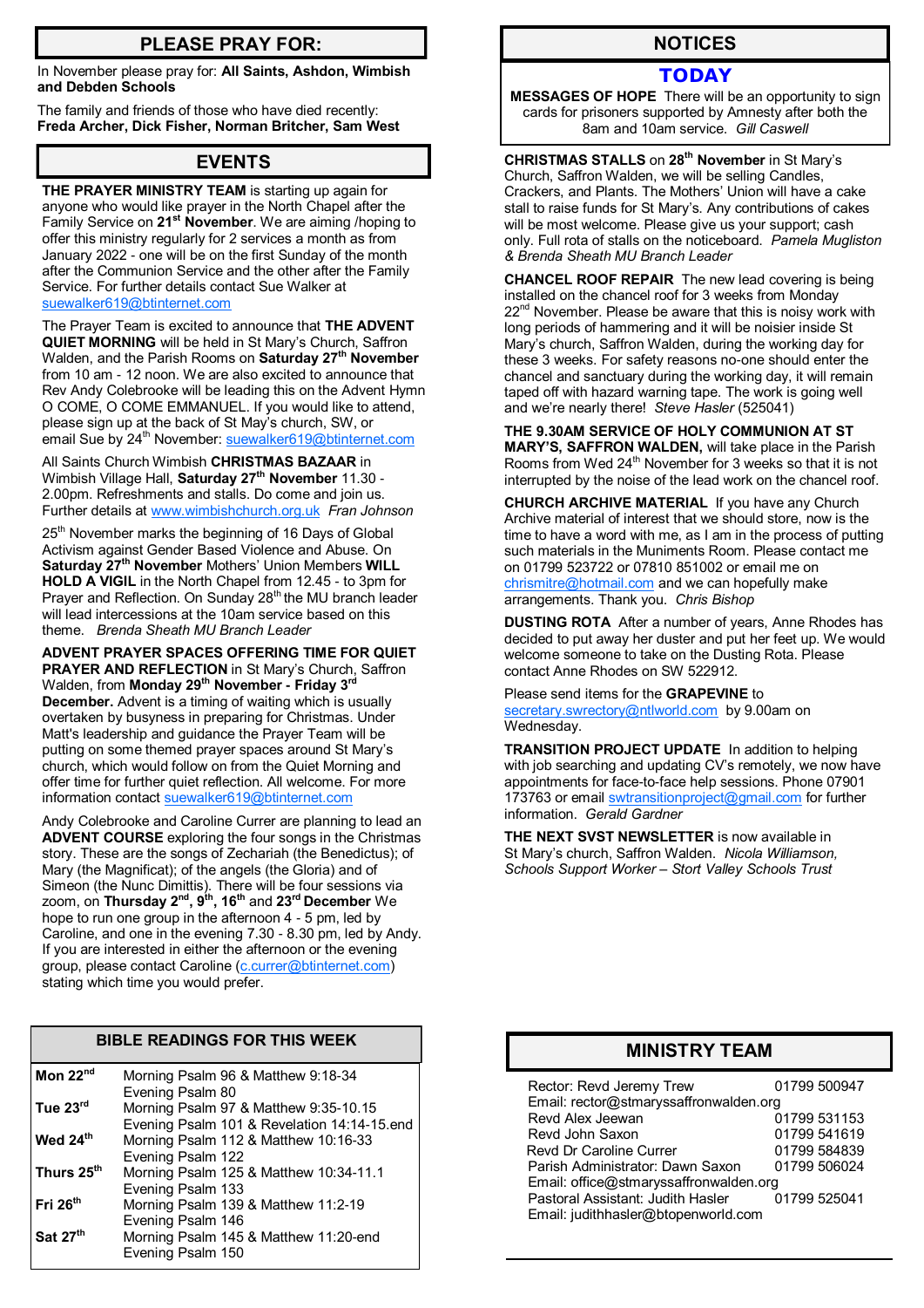## PLEASE PRAY FOR:

In November please pray for: **All Saints, Ashdon, Wimbish and Debden Schools**

The family and friends of those who have died recently: **Freda Archer, Dick Fisher, Norman Britcher, Sam West**

## EVENTS

**THE PRAYER MINISTRY TEAM** is starting up again for anyone who would like prayer in the North Chapel after the Family Service on **21st November**. We are aiming /hoping to offer this ministry regularly for 2 services a month as from January 2022 - one will be on the first Sunday of the month after the Communion Service and the other after the Family Service. For further details contact Sue Walker at suewalker619@btinternet.com

The Prayer Team is excited to announce that **THE ADVENT QUIET MORNING** will be held in St Mary's Church, Saffron Walden, and the Parish Rooms on **Saturday 27th November** from 10 am - 12 noon. We are also excited to announce that Rev Andy Colebrooke will be leading this on the Advent Hymn O COME, O COME EMMANUEL. If you would like to attend, please sign up at the back of St May's church, SW, or email Sue by 24th November: suewalker619@btinternet.com

All Saints Church Wimbish **CHRISTMAS BAZAAR** in Wimbish Village Hall, **Saturday 27th November** 11.30 - 2.00pm. Refreshments and stalls. Do come and join us. Further details at www.wimbishchurch.org.uk *Fran Johnson*

25th November marks the beginning of 16 Days of Global Activism against Gender Based Violence and Abuse. On **Saturday 27th November** Mothers' Union Members **WILL HOLD A VIGIL** in the North Chapel from 12.45 - to 3pm for Prayer and Reflection. On Sunday 28th the MU branch leader will lead intercessions at the 10am service based on this theme. *Brenda Sheath MU Branch Leader*

**ADVENT PRAYER SPACES OFFERING TIME FOR QUIET PRAYER AND REFLECTION** in St Mary's Church, Saffron Walden, from **Monday 29th November - Friday 3rd December.** Advent is a timing of waiting which is usually overtaken by busyness in preparing for Christmas. Under Matt's leadership and guidance the Prayer Team will be putting on some themed prayer spaces around St Mary's church, which would follow on from the Quiet Morning and offer time for further quiet reflection. All welcome. For more information contact suewalker619@btinternet.com

Andy Colebrooke and Caroline Currer are planning to lead an **ADVENT COURSE** exploring the four songs in the Christmas story. These are the songs of Zechariah (the Benedictus); of Mary (the Magnificat); of the angels (the Gloria) and of Simeon (the Nunc Dimittis). There will be four sessions via zoom, on **Thursday 2nd, 9th, 16th** and **23rd December** We hope to run one group in the afternoon 4 - 5 pm, led by Caroline, and one in the evening 7.30 - 8.30 pm, led by Andy. If you are interested in either the afternoon or the evening group, please contact Caroline (c.currer@btinternet.com) stating which time you would prefer.

## BIBLE READINGS FOR THIS WEEK

| | |
|---|---|
| **Mon 22nd** | Morning Psalm 96 & Matthew 9:18-34<br>Evening Psalm 80 |
| **Tue 23rd** | Morning Psalm 97 & Matthew 9:35-10.15<br>Evening Psalm 101 & Revelation 14:14-15.end |
| **Wed 24th** | Morning Psalm 112 & Matthew 10:16-33<br>Evening Psalm 122 |
| **Thurs 25th** | Morning Psalm 125 & Matthew 10:34-11.1<br>Evening Psalm 133 |
| **Fri 26th** | Morning Psalm 139 & Matthew 11:2-19<br>Evening Psalm 146 |
| **Sat 27th** | Morning Psalm 145 & Matthew 11:20-end<br>Evening Psalm 150 |

## NOTICES

### TODAY

**MESSAGES OF HOPE** There will be an opportunity to sign cards for prisoners supported by Amnesty after both the 8am and 10am service. *Gill Caswell*

**CHRISTMAS STALLS** on **28th November** in St Mary's Church, Saffron Walden, we will be selling Candles, Crackers, and Plants. The Mothers' Union will have a cake stall to raise funds for St Mary's. Any contributions of cakes will be most welcome. Please give us your support; cash only. Full rota of stalls on the noticeboard. *Pamela Mugliston & Brenda Sheath MU Branch Leader*

**CHANCEL ROOF REPAIR** The new lead covering is being installed on the chancel roof for 3 weeks from Monday 22nd November. Please be aware that this is noisy work with long periods of hammering and it will be noisier inside St Mary's church, Saffron Walden, during the working day for these 3 weeks. For safety reasons no-one should enter the chancel and sanctuary during the working day, it will remain taped off with hazard warning tape. The work is going well and we're nearly there! *Steve Hasler* (525041)

**THE 9.30AM SERVICE OF HOLY COMMUNION AT ST MARY'S, SAFFRON WALDEN,** will take place in the Parish Rooms from Wed 24th November for 3 weeks so that it is not interrupted by the noise of the lead work on the chancel roof.

**CHURCH ARCHIVE MATERIAL** If you have any Church Archive material of interest that we should store, now is the time to have a word with me, as I am in the process of putting such materials in the Muniments Room. Please contact me on 01799 523722 or 07810 851002 or email me on chrismitre@hotmail.com and we can hopefully make arrangements. Thank you. *Chris Bishop*

**DUSTING ROTA** After a number of years, Anne Rhodes has decided to put away her duster and put her feet up. We would welcome someone to take on the Dusting Rota. Please contact Anne Rhodes on SW 522912.

Please send items for the **GRAPEVINE** to secretary.swrectory@ntlworld.com by 9.00am on Wednesday.

**TRANSITION PROJECT UPDATE** In addition to helping with job searching and updating CV's remotely, we now have appointments for face-to-face help sessions. Phone 07901 173763 or email swtransitionproject@gmail.com for further information. *Gerald Gardner*

**THE NEXT SVST NEWSLETTER** is now available in St Mary's church, Saffron Walden. *Nicola Williamson, Schools Support Worker – Stort Valley Schools Trust*

## MINISTRY TEAM

| | |
|---|---|
| Rector: Revd Jeremy Trew | 01799 500947 |
| Email: rector@stmaryssaffronwalden.org | |
| Revd Alex Jeewan | 01799 531153 |
| Revd John Saxon | 01799 541619 |
| Revd Dr Caroline Currer | 01799 584839 |
| Parish Administrator: Dawn Saxon | 01799 506024 |
| Email: office@stmaryssaffronwalden.org | |
| Pastoral Assistant: Judith Hasler | 01799 525041 |
| Email: judithhasler@btopenworld.com | |